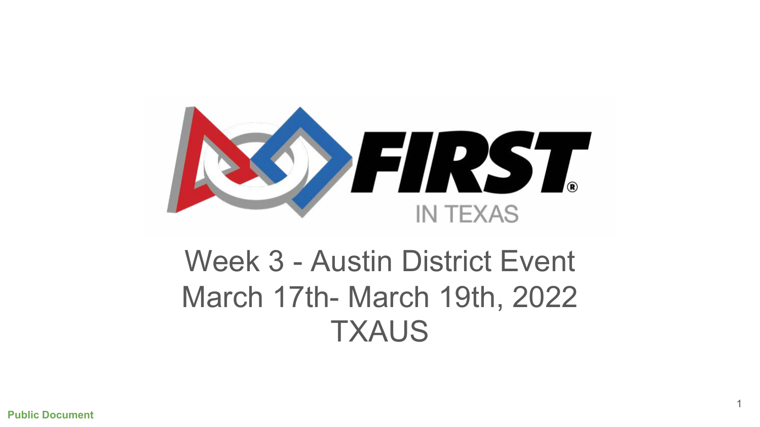FIRST IN TEXAS

# Week 3 - Austin District Event
# March 17th- March 19th, 2022
# TXAUS

**Public Document**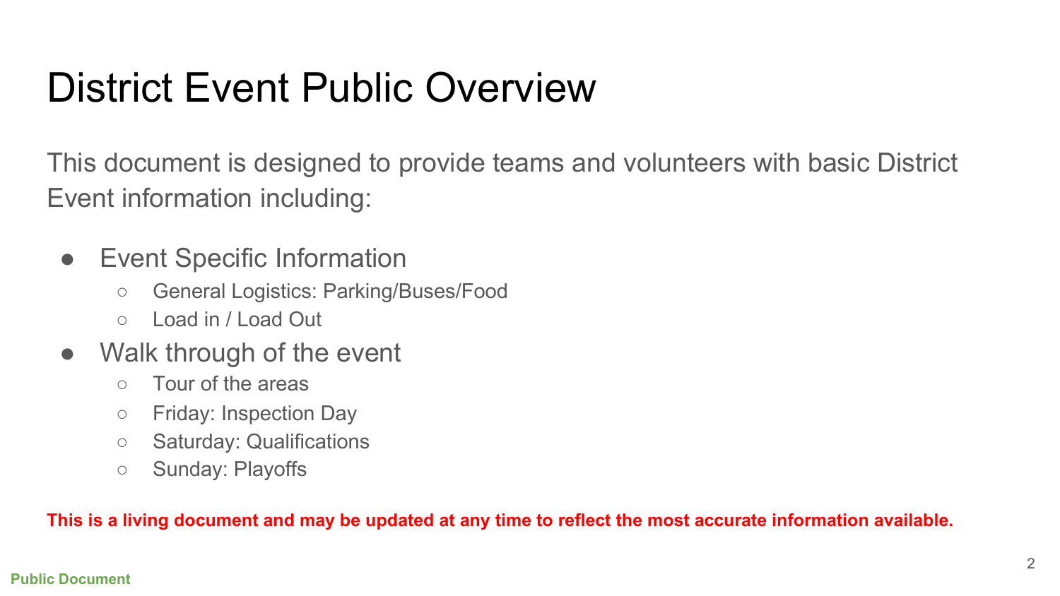# District Event Public Overview

This document is designed to provide teams and volunteers with basic District Event information including:

- Event Specific Information
  - General Logistics: Parking/Buses/Food
  - Load in / Load Out
- Walk through of the event
  - Tour of the areas
  - Friday: Inspection Day
  - Saturday: Qualifications
  - Sunday: Playoffs

**This is a living document and may be updated at any time to reflect the most accurate information available.**

**Public Document**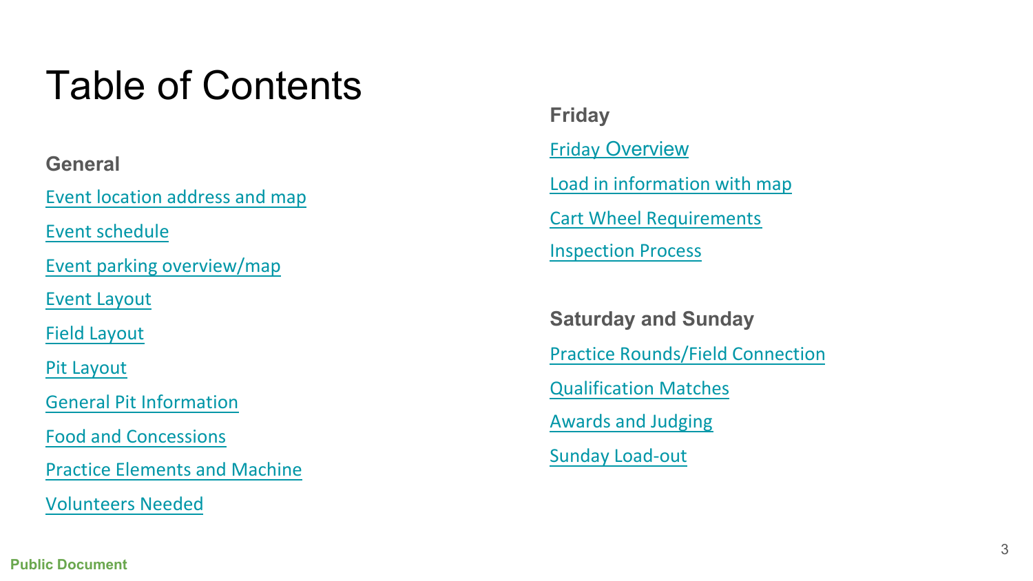# Table of Contents

**General**

- Event location address and map
- Event schedule
- Event parking overview/map
- Event Layout
- Field Layout
- Pit Layout
- General Pit Information
- Food and Concessions
- Practice Elements and Machine
- Volunteers Needed

**Friday**

- Friday Overview
- Load in information with map
- Cart Wheel Requirements
- Inspection Process

**Saturday and Sunday**

- Practice Rounds/Field Connection
- Qualification Matches
- Awards and Judging
- Sunday Load-out

Public Document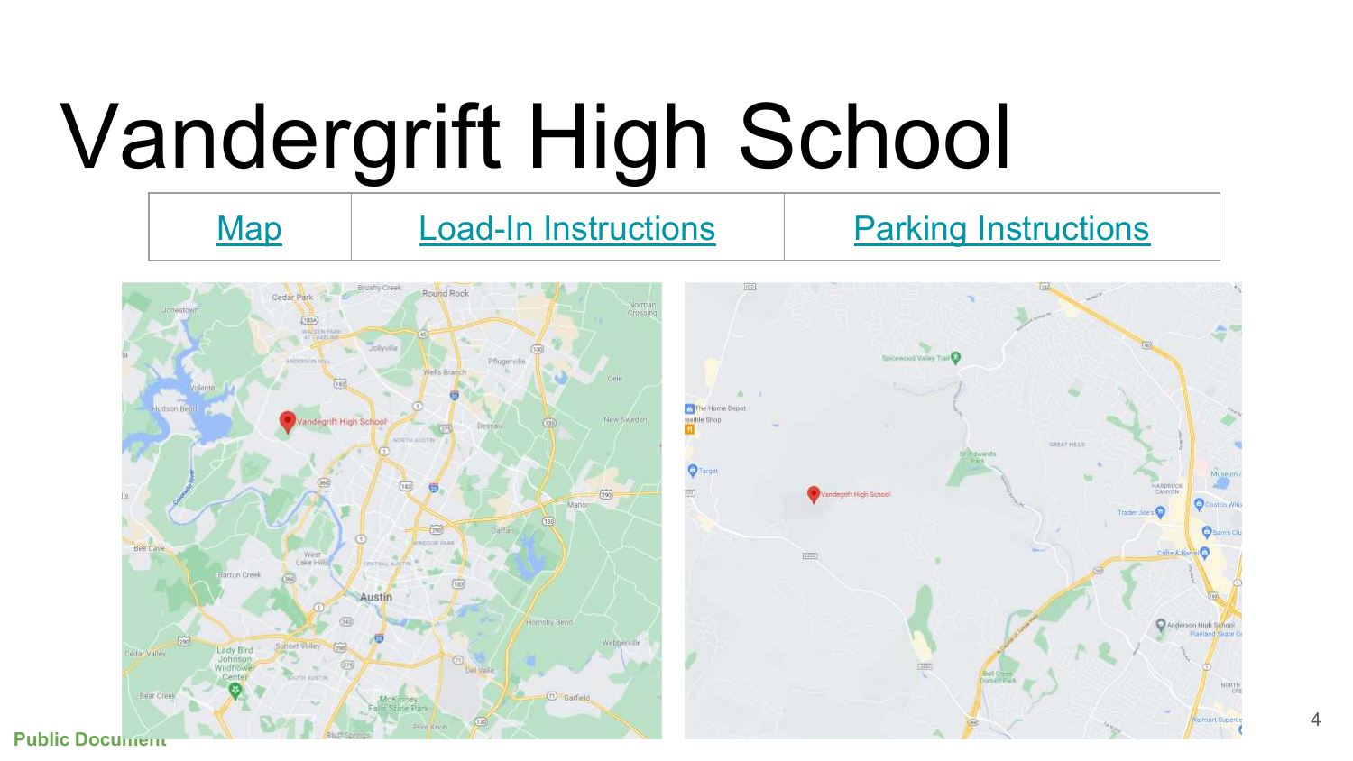# Vandergrift High School

| Map | Load-In Instructions | Parking Instructions |
|---|---|---|

Public Document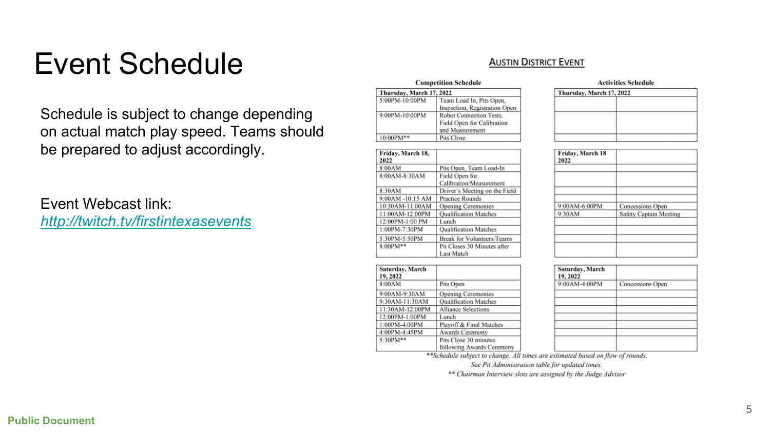# Event Schedule

Schedule is subject to change depending on actual match play speed. Teams should be prepared to adjust accordingly.

Event Webcast link: *http://twitch.tv/firstintexasevents*

## Austin District Event

**Competition Schedule**

| Thursday, March 17, 2022 | |
|---|---|
| 5:00PM-10:00PM | Team Load In, Pits Open, Inspection, Registration Open |
| 9:00PM-10:00PM | Robot Connection Tests, Field Open for Calibration and Measurement |
| 10:00PM** | Pits Close |

| Friday, March 18, 2022 | |
|---|---|
| 8:00AM | Pits Open, Team Load-In |
| 8:00AM-8:30AM | Field Open for Calibration/Measurement |
| 8:30AM | Driver's Meeting on the Field |
| 9:00AM -10:15 AM | Practice Rounds |
| 10:30AM-11:00AM | Opening Ceremonies |
| 11:00AM-12:00PM | Qualification Matches |
| 12:00PM-1:00 PM | Lunch |
| 1:00PM-7:30PM | Qualification Matches |
| 5:30PM-5:50PM | Break for Volunteers/Teams |
| 8:00PM** | Pit Closes 30 Minutes after Last Match |

| Saturday, March 19, 2022 | |
|---|---|
| 8:00AM | Pits Open |
| 9:00AM-9:30AM | Opening Ceremonies |
| 9:30AM-11:30AM | Qualification Matches |
| 11:30AM-12:00PM | Alliance Selections |
| 12:00PM-1:00PM | Lunch |
| 1:00PM-4:00PM | Playoff & Final Matches |
| 4:00PM-4:45PM | Awards Ceremony |
| 5:30PM** | Pits Close 30 minutes following Awards Ceremony |

**Activities Schedule**

| Thursday, March 17, 2022 | |
|---|---|
| | |

| Friday, March 18 2022 | |
|---|---|
| 9:00AM-6:00PM | Concessions Open |
| 9:30AM | Safety Captain Meeting |

| Saturday, March 19, 2022 | |
|---|---|
| 9:00AM-4:00PM | Concessions Open |

*\*\*Schedule subject to change. All times are estimated based on flow of rounds. See Pit Administration table for updated times.*

*\*\* Chairman Interview slots are assigned by the Judge Advisor*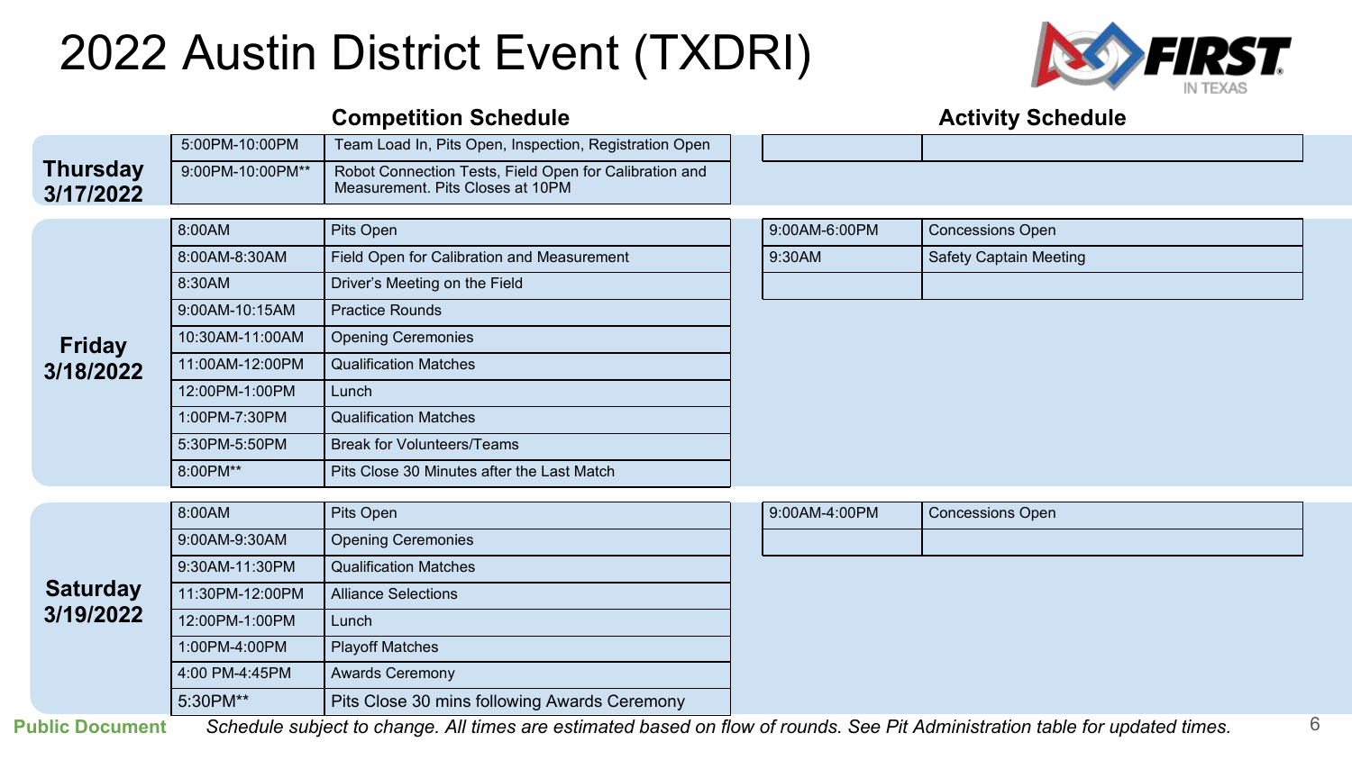# 2022 Austin District Event (TXDRI)

## Competition Schedule

| Day | Time | Event |
| --- | --- | --- |
| Thursday 3/17/2022 | 5:00PM-10:00PM | Team Load In, Pits Open, Inspection, Registration Open |
| | 9:00PM-10:00PM** | Robot Connection Tests, Field Open for Calibration and Measurement. Pits Closes at 10PM |
| Friday 3/18/2022 | 8:00AM | Pits Open |
| | 8:00AM-8:30AM | Field Open for Calibration and Measurement |
| | 8:30AM | Driver's Meeting on the Field |
| | 9:00AM-10:15AM | Practice Rounds |
| | 10:30AM-11:00AM | Opening Ceremonies |
| | 11:00AM-12:00PM | Qualification Matches |
| | 12:00PM-1:00PM | Lunch |
| | 1:00PM-7:30PM | Qualification Matches |
| | 5:30PM-5:50PM | Break for Volunteers/Teams |
| | 8:00PM** | Pits Close 30 Minutes after the Last Match |
| Saturday 3/19/2022 | 8:00AM | Pits Open |
| | 9:00AM-9:30AM | Opening Ceremonies |
| | 9:30AM-11:30PM | Qualification Matches |
| | 11:30PM-12:00PM | Alliance Selections |
| | 12:00PM-1:00PM | Lunch |
| | 1:00PM-4:00PM | Playoff Matches |
| | 4:00 PM-4:45PM | Awards Ceremony |
| | 5:30PM** | Pits Close 30 mins following Awards Ceremony |

## Activity Schedule

| Day | Time | Activity |
| --- | --- | --- |
| Thursday 3/17/2022 | | |
| Friday 3/18/2022 | 9:00AM-6:00PM | Concessions Open |
| | 9:30AM | Safety Captain Meeting |
| | | |
| Saturday 3/19/2022 | 9:00AM-4:00PM | Concessions Open |
| | | |

**Public Document** *Schedule subject to change. All times are estimated based on flow of rounds. See Pit Administration table for updated times.*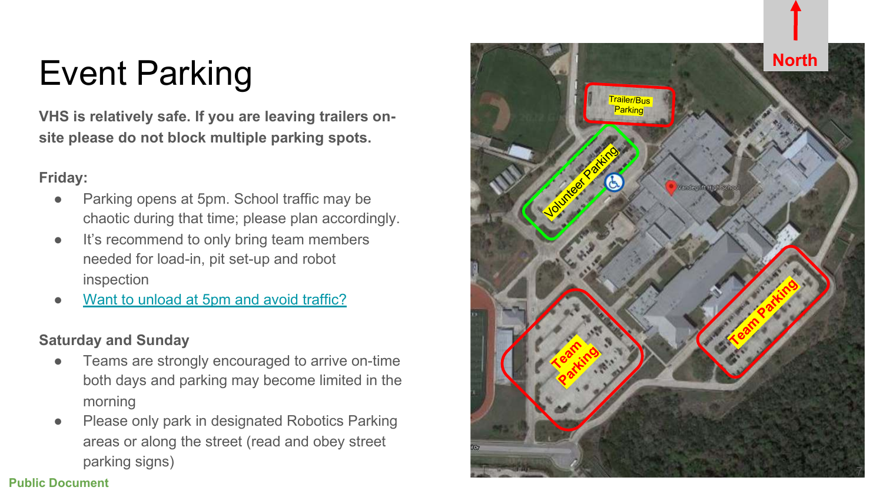# Event Parking

**VHS is relatively safe. If you are leaving trailers on-site please do not block multiple parking spots.**

**Friday:**

- Parking opens at 5pm. School traffic may be chaotic during that time; please plan accordingly.
- It's recommend to only bring team members needed for load-in, pit set-up and robot inspection
- [Want to unload at 5pm and avoid traffic?]

**Saturday and Sunday**

- Teams are strongly encouraged to arrive on-time both days and parking may become limited in the morning
- Please only park in designated Robotics Parking areas or along the street (read and obey street parking signs)

Public Document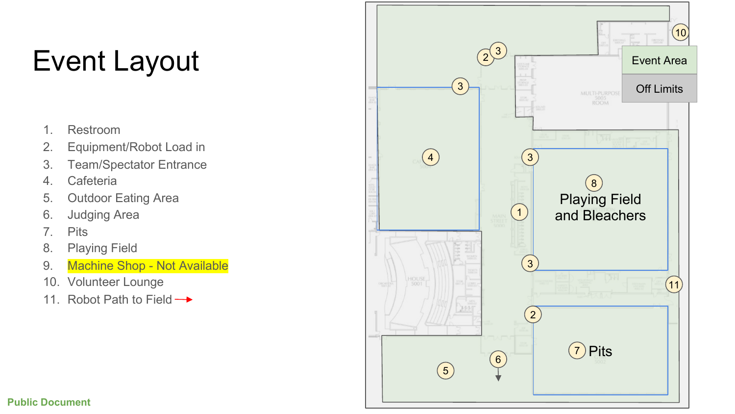# Event Layout

1. Restroom
2. Equipment/Robot Load in
3. Team/Spectator Entrance
4. Cafeteria
5. Outdoor Eating Area
6. Judging Area
7. Pits
8. Playing Field
9. Machine Shop - Not Available
10. Volunteer Lounge
11. Robot Path to Field →

Event Area

Off Limits

Playing Field and Bleachers

Pits

Public Document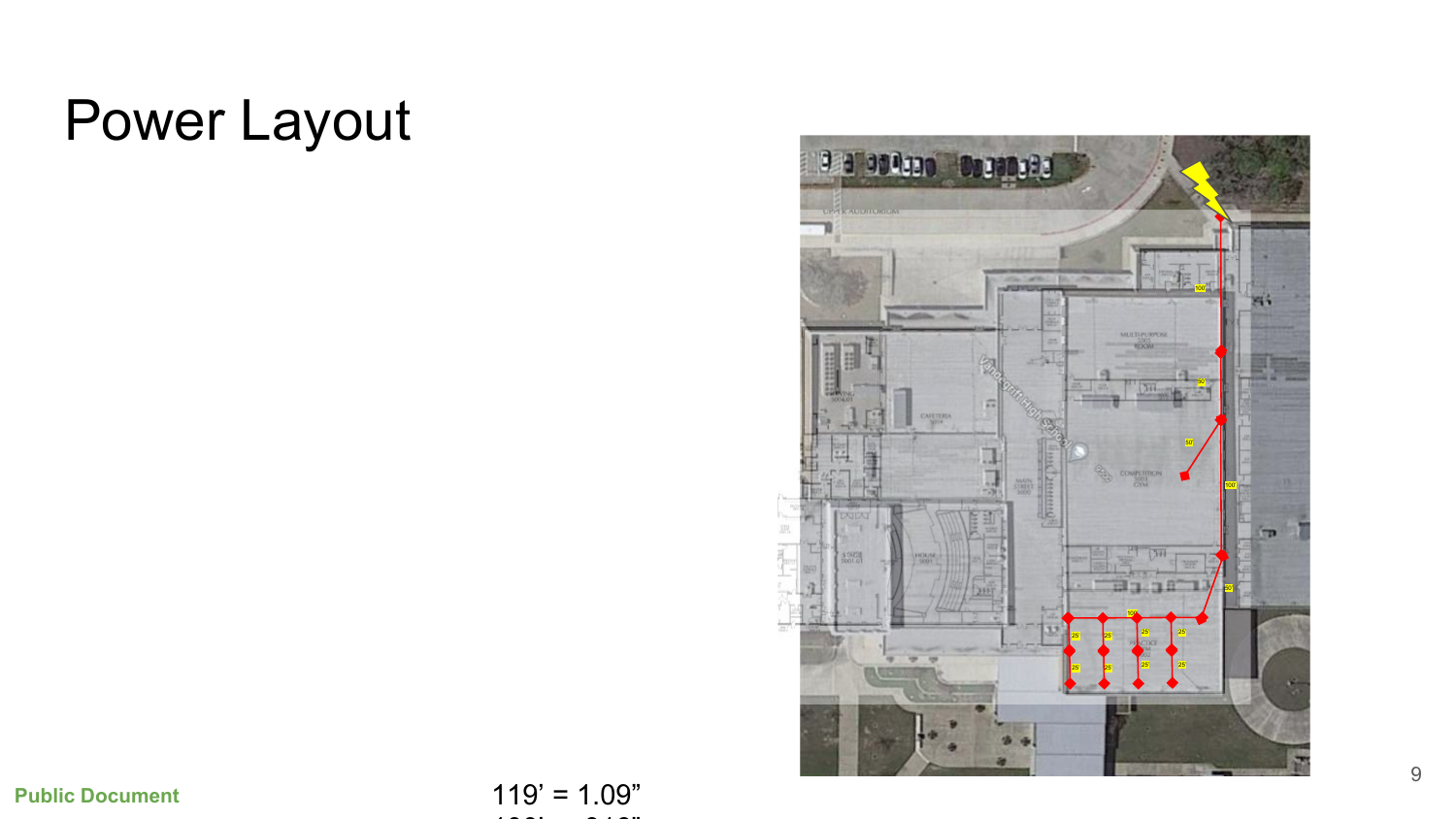# Power Layout

Public Document

119’ = 1.09”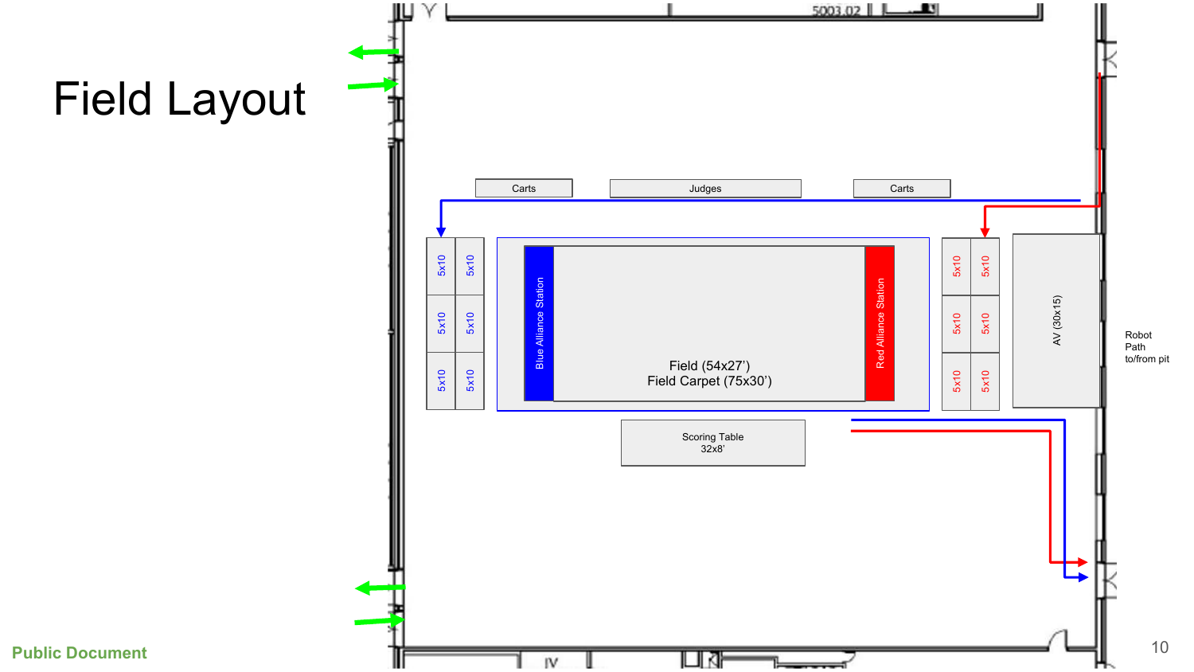# Field Layout

Carts

Judges

Carts

5x10 5x10

5x10 5x10

5x10 5x10

Blue Alliance Station

Field (54x27')

Field Carpet (75x30')

Red Alliance Station

5x10 5x10

5x10 5x10

5x10 5x10

AV (30x15)

Robot Path to/from pit

Scoring Table 32x8'

Public Document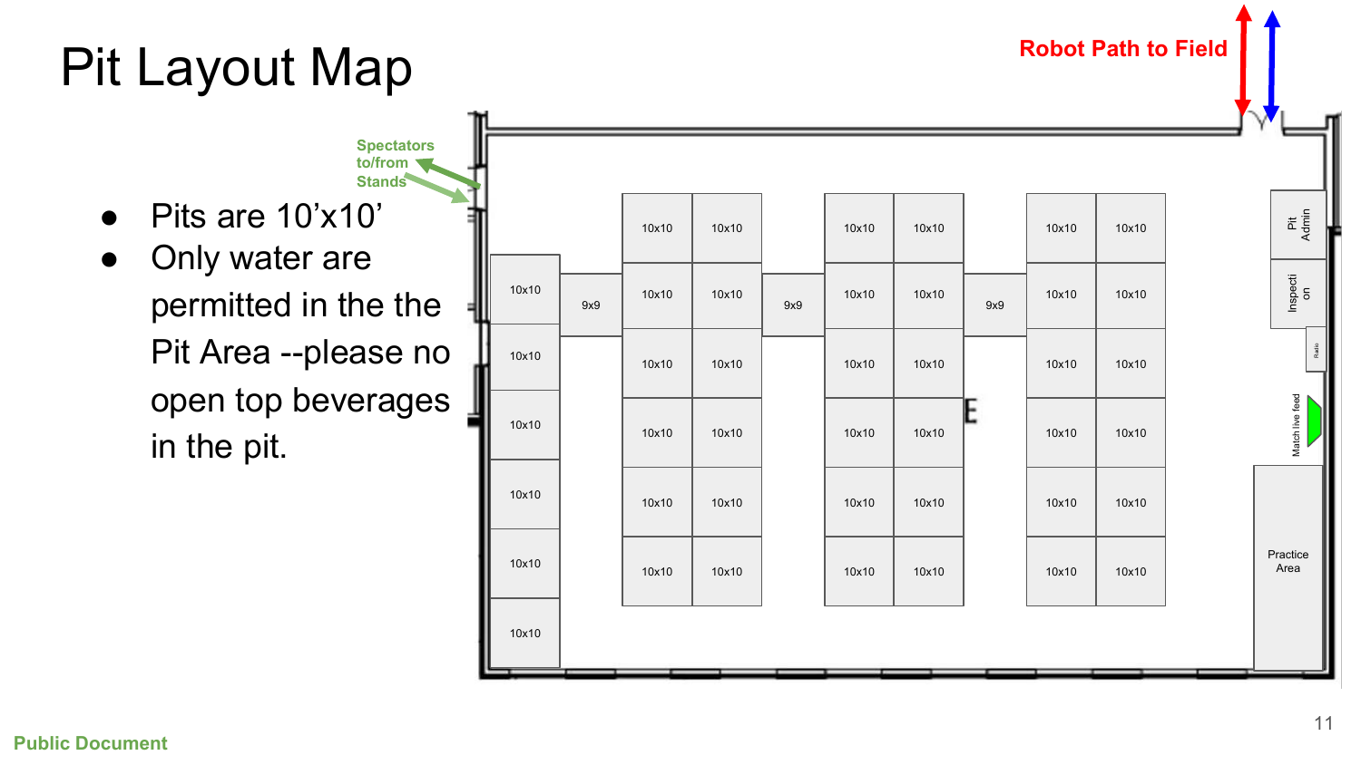# Pit Layout Map

- Pits are 10’x10’
- Only water are permitted in the the Pit Area --please no open top beverages in the pit.

Robot Path to Field

Spectators to/from Stands

Pit Admin

Inspection

Radio

Match live feed

Practice Area

Public Document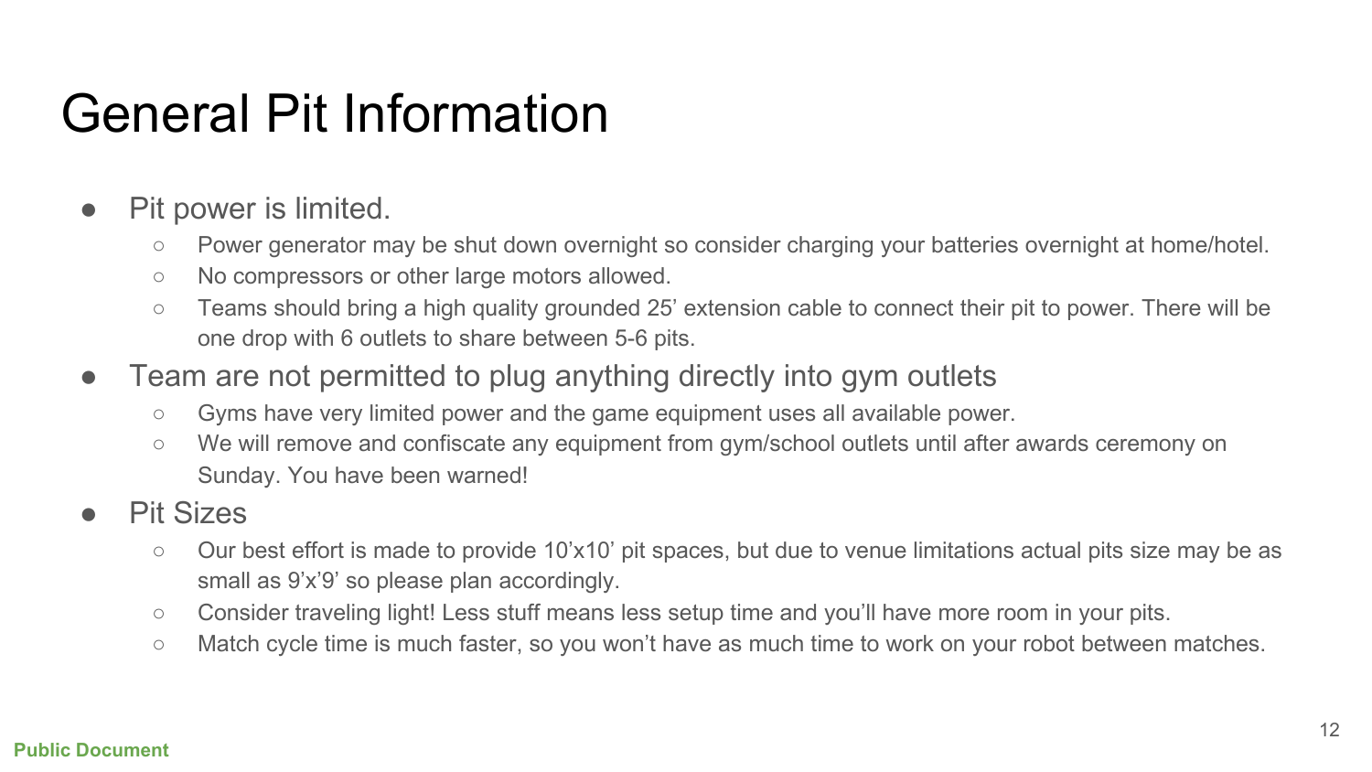# General Pit Information

- Pit power is limited.
  - Power generator may be shut down overnight so consider charging your batteries overnight at home/hotel.
  - No compressors or other large motors allowed.
  - Teams should bring a high quality grounded 25' extension cable to connect their pit to power. There will be one drop with 6 outlets to share between 5-6 pits.
- Team are not permitted to plug anything directly into gym outlets
  - Gyms have very limited power and the game equipment uses all available power.
  - We will remove and confiscate any equipment from gym/school outlets until after awards ceremony on Sunday. You have been warned!
- Pit Sizes
  - Our best effort is made to provide 10'x10' pit spaces, but due to venue limitations actual pits size may be as small as 9'x'9' so please plan accordingly.
  - Consider traveling light! Less stuff means less setup time and you'll have more room in your pits.
  - Match cycle time is much faster, so you won't have as much time to work on your robot between matches.

Public Document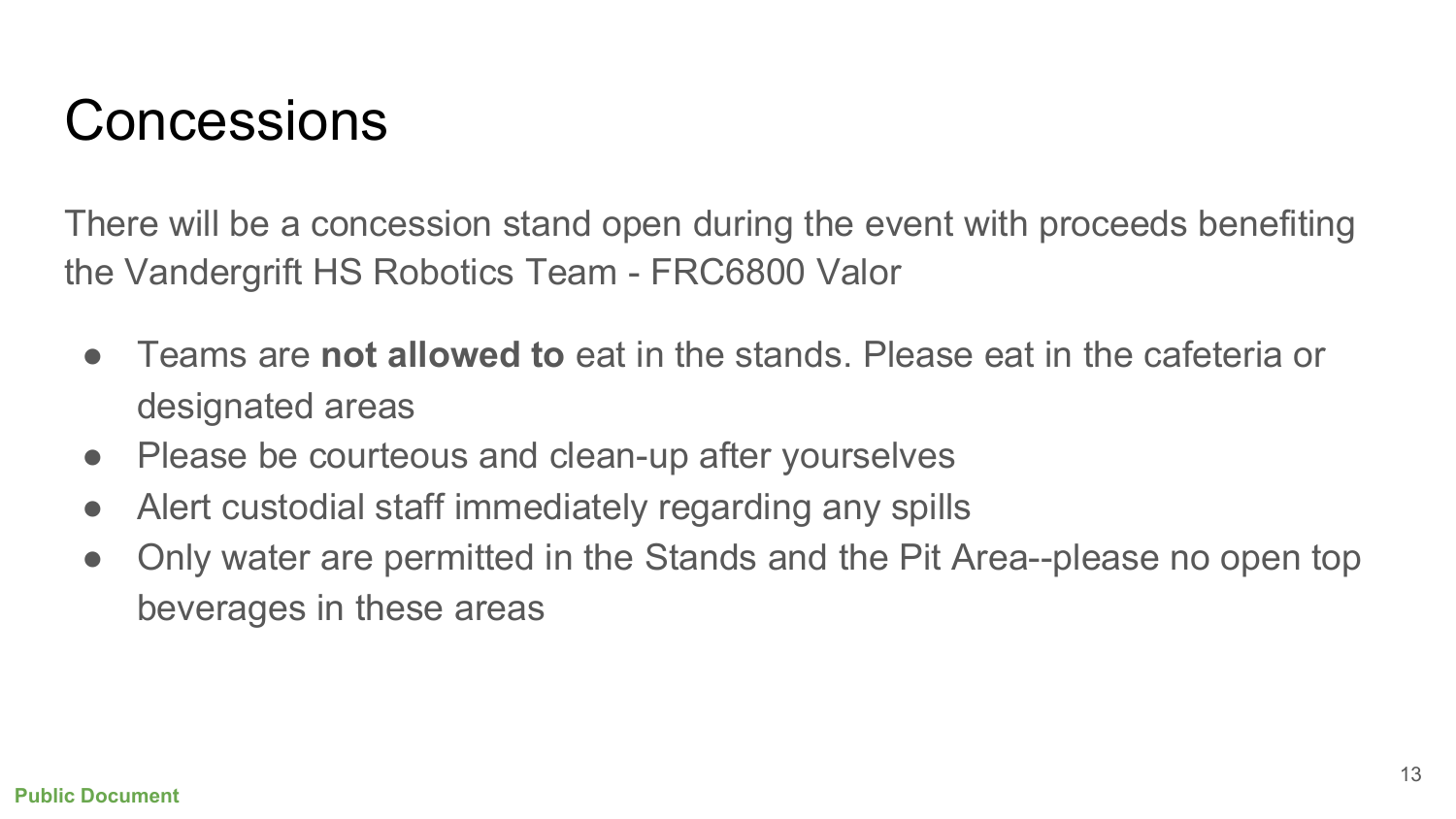# Concessions

There will be a concession stand open during the event with proceeds benefiting the Vandergrift HS Robotics Team - FRC6800 Valor

- Teams are **not allowed to** eat in the stands. Please eat in the cafeteria or designated areas
- Please be courteous and clean-up after yourselves
- Alert custodial staff immediately regarding any spills
- Only water are permitted in the Stands and the Pit Area--please no open top beverages in these areas

Public Document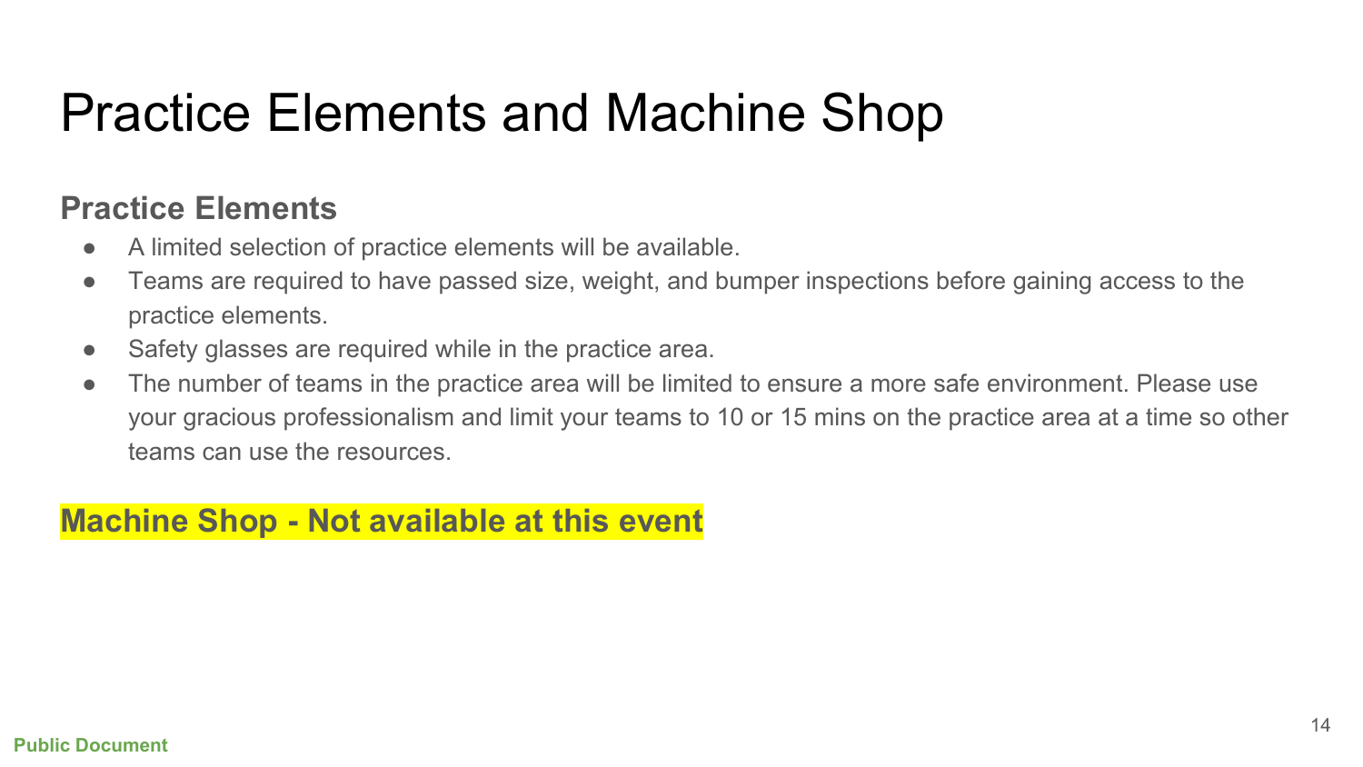# Practice Elements and Machine Shop

## Practice Elements

- A limited selection of practice elements will be available.
- Teams are required to have passed size, weight, and bumper inspections before gaining access to the practice elements.
- Safety glasses are required while in the practice area.
- The number of teams in the practice area will be limited to ensure a more safe environment. Please use your gracious professionalism and limit your teams to 10 or 15 mins on the practice area at a time so other teams can use the resources.

## Machine Shop - Not available at this event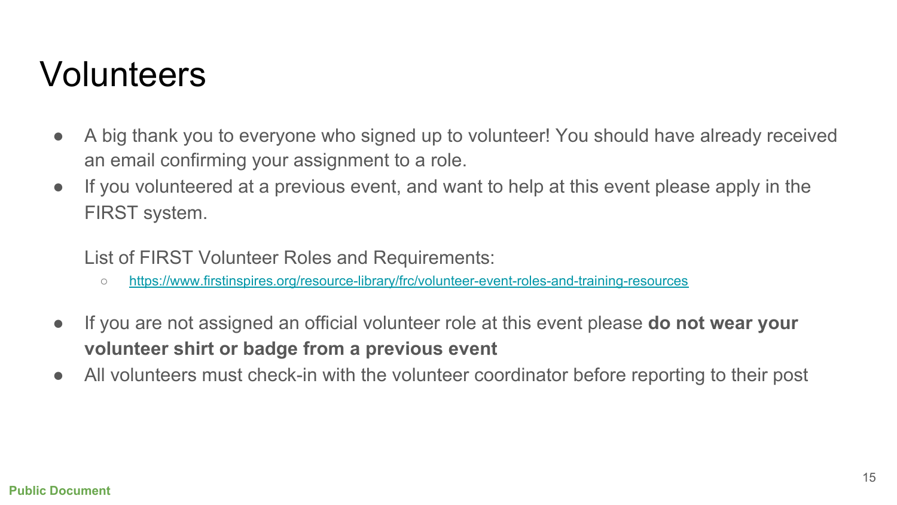# Volunteers

- A big thank you to everyone who signed up to volunteer! You should have already received an email confirming your assignment to a role.
- If you volunteered at a previous event, and want to help at this event please apply in the FIRST system.

  List of FIRST Volunteer Roles and Requirements:

  - https://www.firstinspires.org/resource-library/frc/volunteer-event-roles-and-training-resources

- If you are not assigned an official volunteer role at this event please **do not wear your volunteer shirt or badge from a previous event**
- All volunteers must check-in with the volunteer coordinator before reporting to their post

Public Document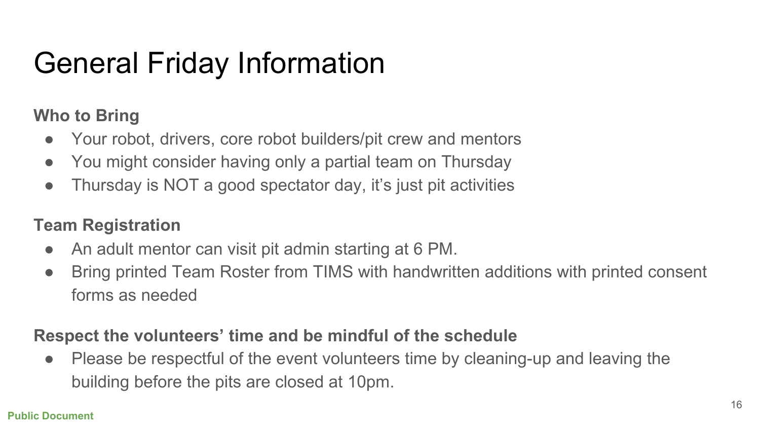# General Friday Information

**Who to Bring**

- Your robot, drivers, core robot builders/pit crew and mentors
- You might consider having only a partial team on Thursday
- Thursday is NOT a good spectator day, it's just pit activities

**Team Registration**

- An adult mentor can visit pit admin starting at 6 PM.
- Bring printed Team Roster from TIMS with handwritten additions with printed consent forms as needed

**Respect the volunteers' time and be mindful of the schedule**

- Please be respectful of the event volunteers time by cleaning-up and leaving the building before the pits are closed at 10pm.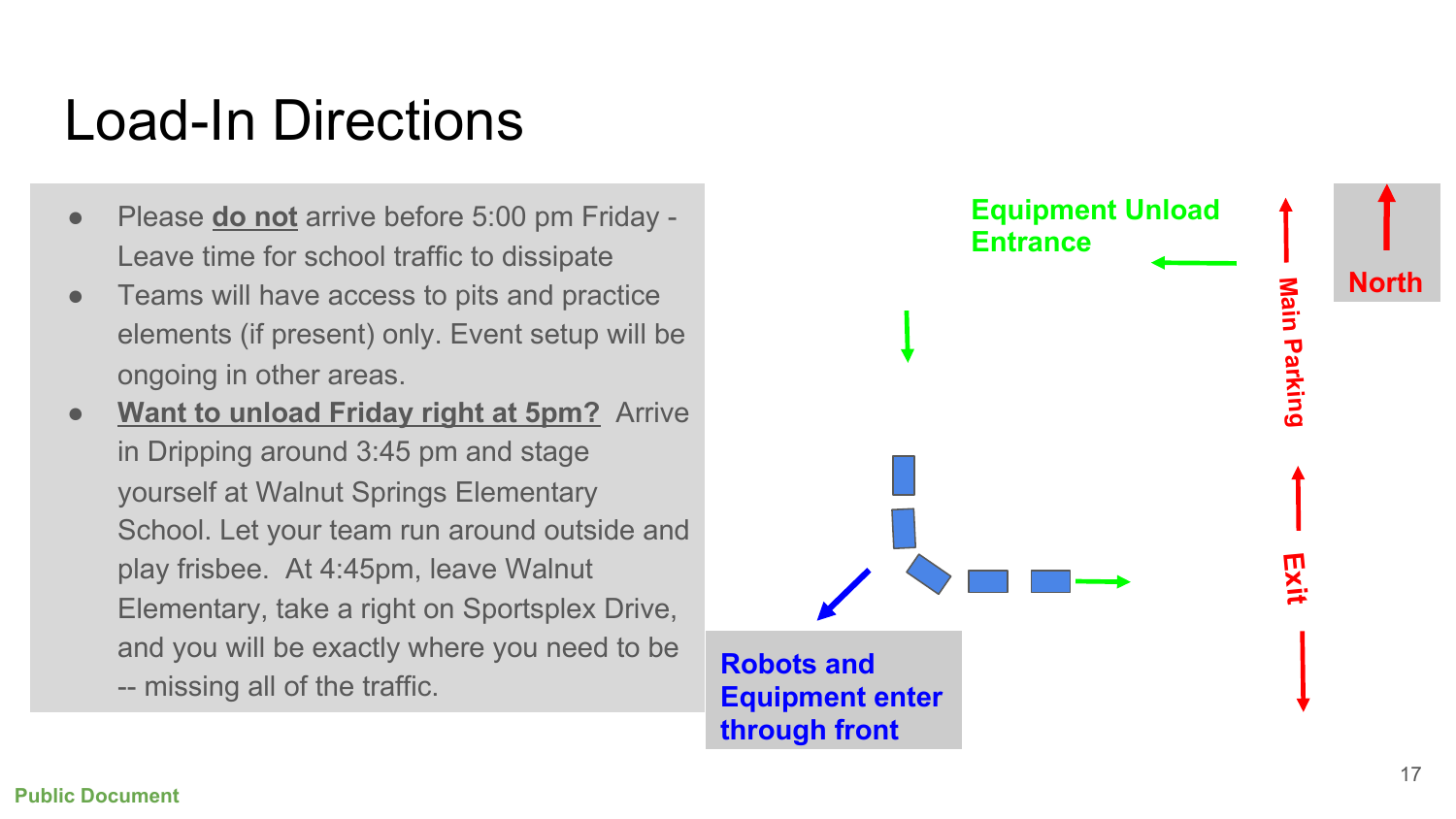# Load-In Directions

- Please **do not** arrive before 5:00 pm Friday - Leave time for school traffic to dissipate
- Teams will have access to pits and practice elements (if present) only. Event setup will be ongoing in other areas.
- **Want to unload Friday right at 5pm?** Arrive in Dripping around 3:45 pm and stage yourself at Walnut Springs Elementary School. Let your team run around outside and play frisbee. At 4:45pm, leave Walnut Elementary, take a right on Sportsplex Drive, and you will be exactly where you need to be -- missing all of the traffic.

**Equipment Unload Entrance**

**Main Parking**

**North**

**Exit**

**Robots and Equipment enter through front**

Public Document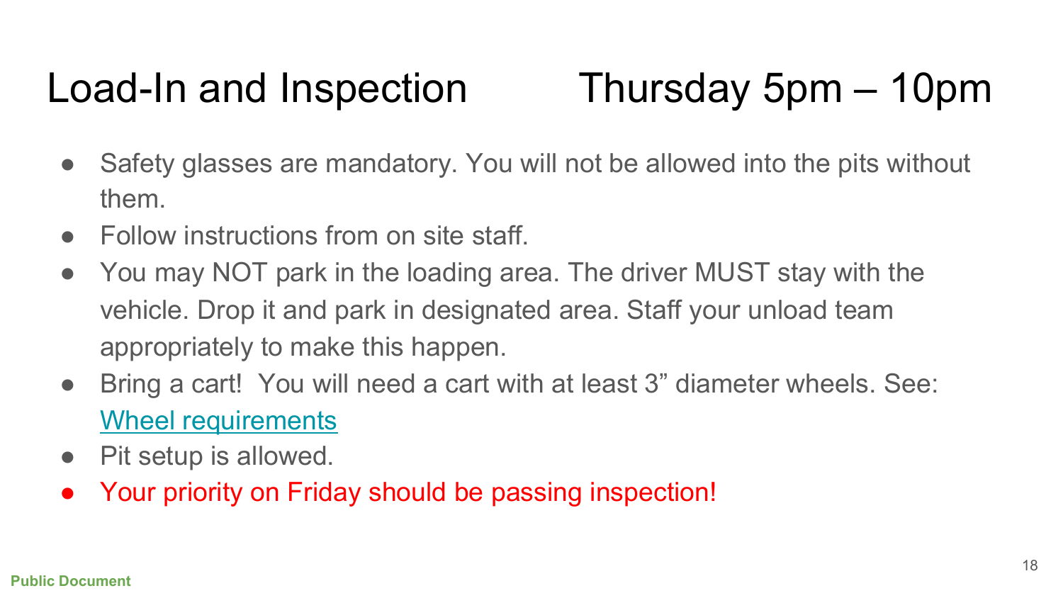# Load-In and Inspection Thursday 5pm – 10pm

- Safety glasses are mandatory. You will not be allowed into the pits without them.
- Follow instructions from on site staff.
- You may NOT park in the loading area. The driver MUST stay with the vehicle. Drop it and park in designated area. Staff your unload team appropriately to make this happen.
- Bring a cart! You will need a cart with at least 3" diameter wheels. See: Wheel requirements
- Pit setup is allowed.
- Your priority on Friday should be passing inspection!

Public Document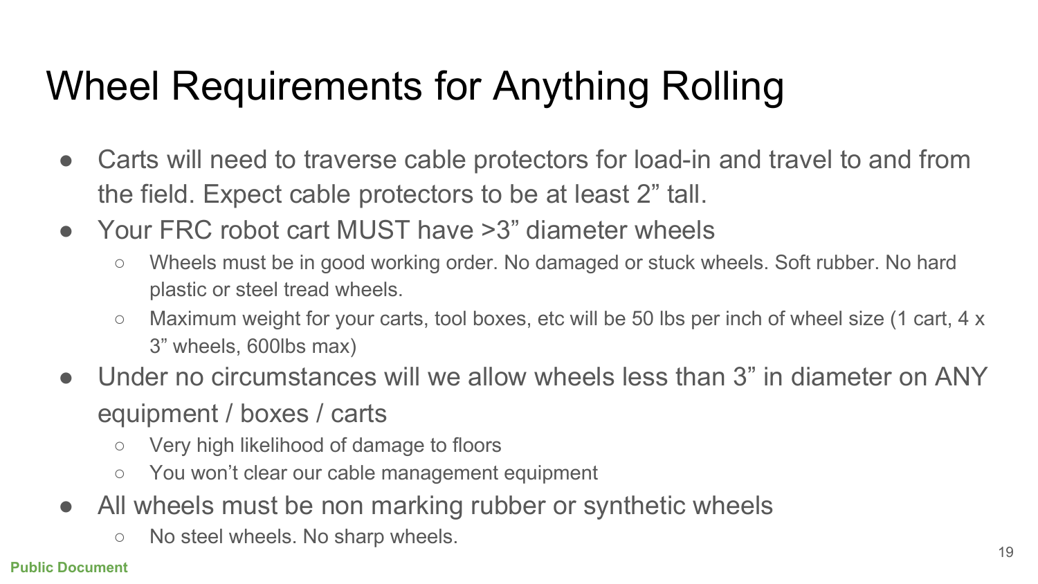# Wheel Requirements for Anything Rolling

- Carts will need to traverse cable protectors for load-in and travel to and from the field. Expect cable protectors to be at least 2” tall.
- Your FRC robot cart MUST have >3” diameter wheels
  - Wheels must be in good working order. No damaged or stuck wheels. Soft rubber. No hard plastic or steel tread wheels.
  - Maximum weight for your carts, tool boxes, etc will be 50 lbs per inch of wheel size (1 cart, 4 x 3” wheels, 600lbs max)
- Under no circumstances will we allow wheels less than 3” in diameter on ANY equipment / boxes / carts
  - Very high likelihood of damage to floors
  - You won’t clear our cable management equipment
- All wheels must be non marking rubber or synthetic wheels
  - No steel wheels. No sharp wheels.

**Public Document**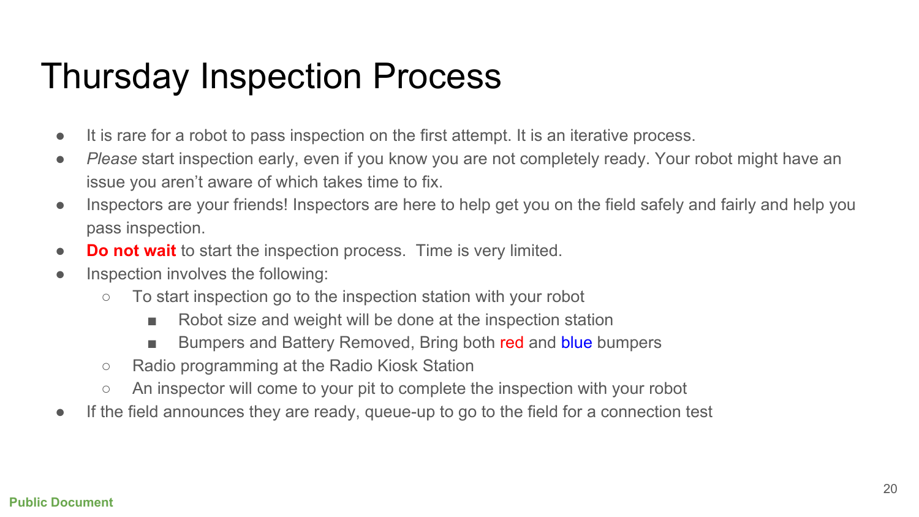# Thursday Inspection Process

- It is rare for a robot to pass inspection on the first attempt. It is an iterative process.
- *Please* start inspection early, even if you know you are not completely ready. Your robot might have an issue you aren't aware of which takes time to fix.
- Inspectors are your friends! Inspectors are here to help get you on the field safely and fairly and help you pass inspection.
- **Do not wait** to start the inspection process. Time is very limited.
- Inspection involves the following:
  - To start inspection go to the inspection station with your robot
    - Robot size and weight will be done at the inspection station
    - Bumpers and Battery Removed, Bring both red and blue bumpers
  - Radio programming at the Radio Kiosk Station
  - An inspector will come to your pit to complete the inspection with your robot
- If the field announces they are ready, queue-up to go to the field for a connection test

Public Document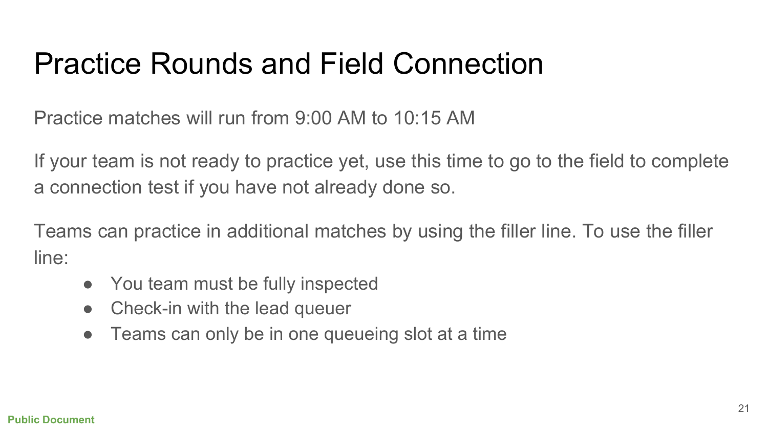# Practice Rounds and Field Connection

Practice matches will run from 9:00 AM to 10:15 AM

If your team is not ready to practice yet, use this time to go to the field to complete a connection test if you have not already done so.

Teams can practice in additional matches by using the filler line. To use the filler line:

- You team must be fully inspected
- Check-in with the lead queuer
- Teams can only be in one queueing slot at a time

Public Document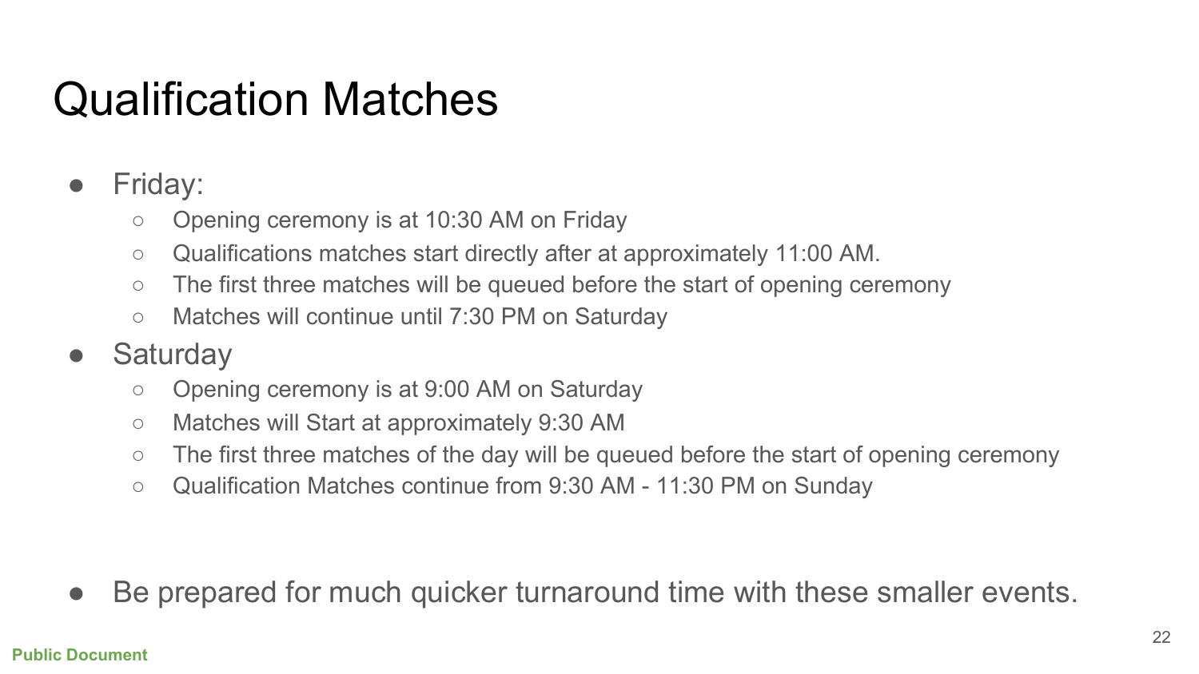# Qualification Matches

- Friday:
  - Opening ceremony is at 10:30 AM on Friday
  - Qualifications matches start directly after at approximately 11:00 AM.
  - The first three matches will be queued before the start of opening ceremony
  - Matches will continue until 7:30 PM on Saturday
- Saturday
  - Opening ceremony is at 9:00 AM on Saturday
  - Matches will Start at approximately 9:30 AM
  - The first three matches of the day will be queued before the start of opening ceremony
  - Qualification Matches continue from 9:30 AM - 11:30 PM on Sunday

- Be prepared for much quicker turnaround time with these smaller events.

**Public Document**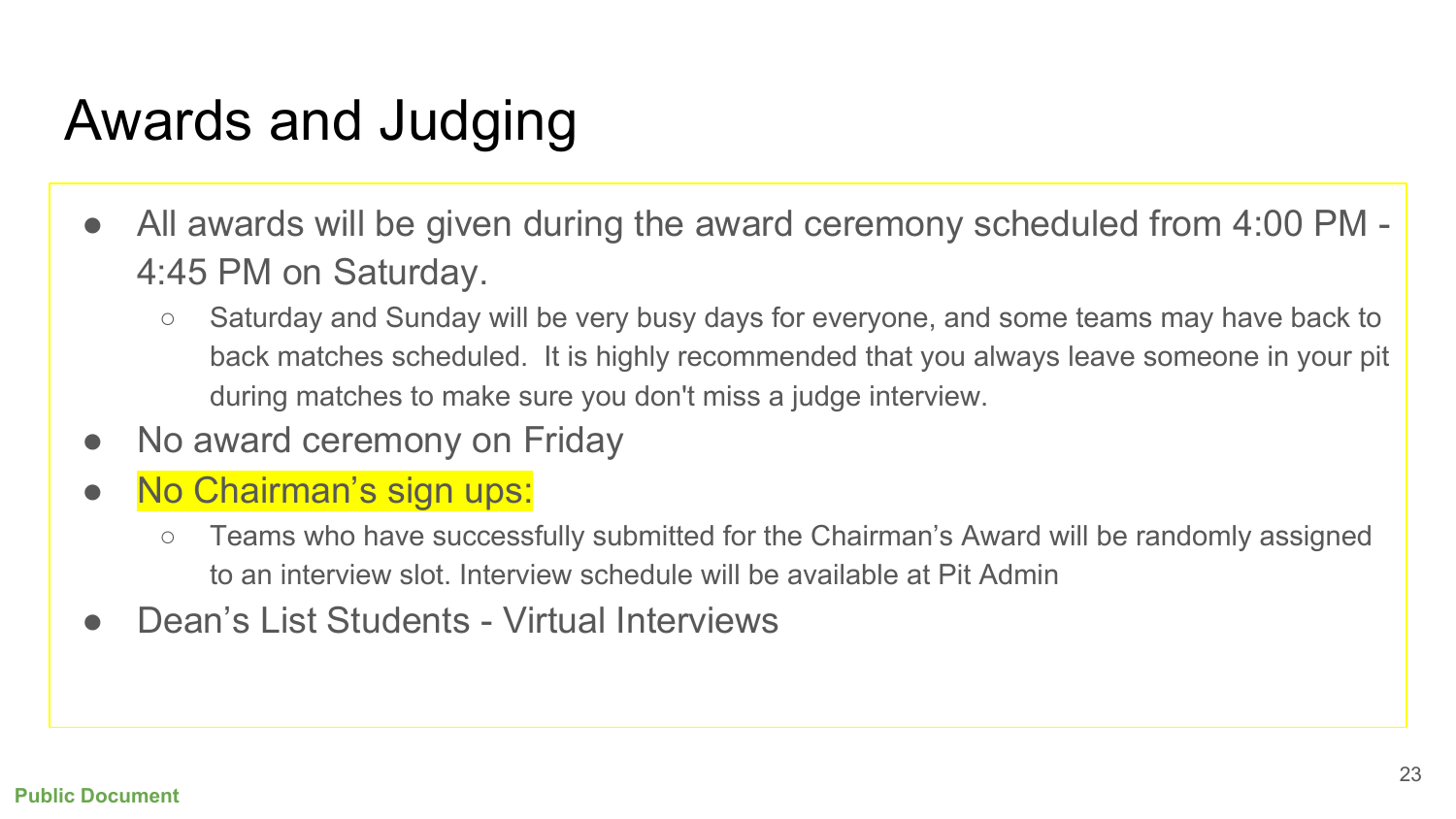# Awards and Judging

- All awards will be given during the award ceremony scheduled from 4:00 PM - 4:45 PM on Saturday.
  - Saturday and Sunday will be very busy days for everyone, and some teams may have back to back matches scheduled. It is highly recommended that you always leave someone in your pit during matches to make sure you don't miss a judge interview.
- No award ceremony on Friday
- No Chairman's sign ups:
  - Teams who have successfully submitted for the Chairman's Award will be randomly assigned to an interview slot. Interview schedule will be available at Pit Admin
- Dean's List Students - Virtual Interviews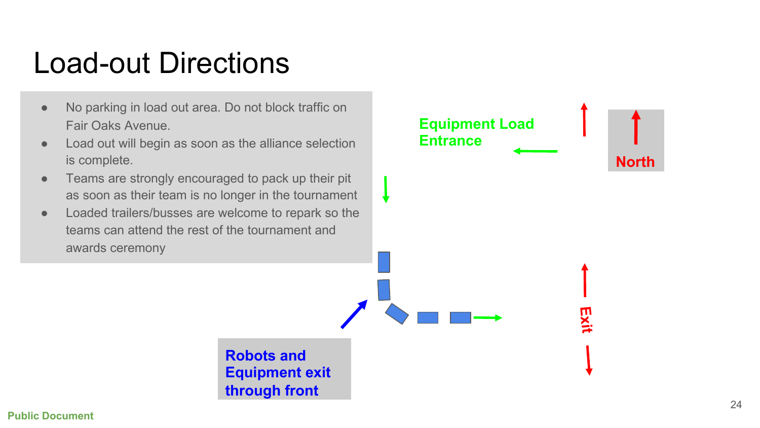# Load-out Directions

- No parking in load out area. Do not block traffic on Fair Oaks Avenue.
- Load out will begin as soon as the alliance selection is complete.
- Teams are strongly encouraged to pack up their pit as soon as their team is no longer in the tournament
- Loaded trailers/busses are welcome to repark so the teams can attend the rest of the tournament and awards ceremony

**Equipment Load Entrance**

**North**

**Exit**

**Robots and Equipment exit through front**

Public Document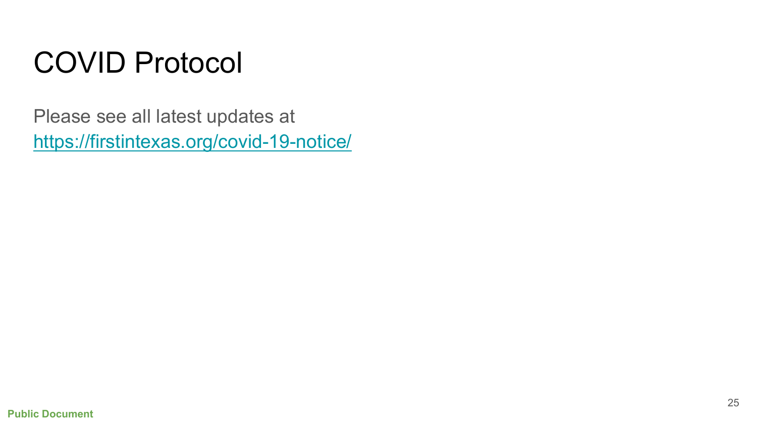# COVID Protocol

Please see all latest updates at https://firstintexas.org/covid-19-notice/

**Public Document**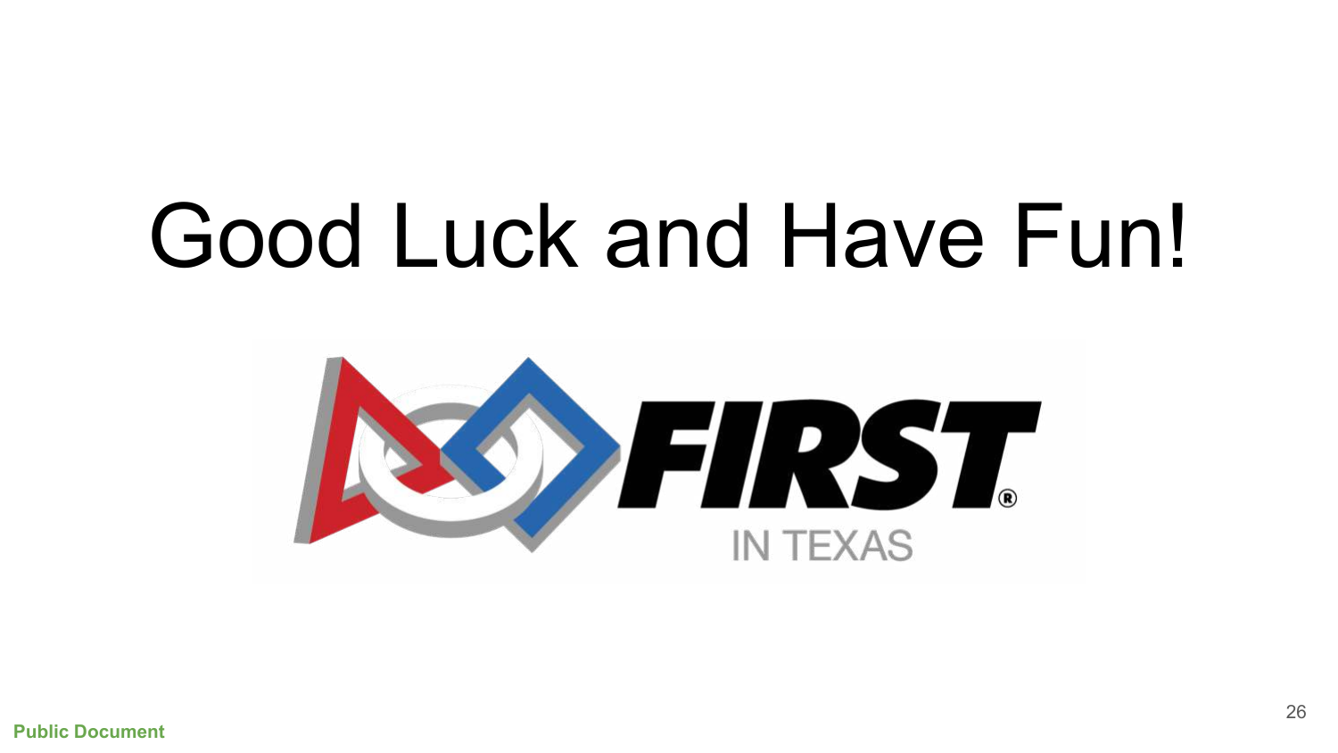# Good Luck and Have Fun!

FIRST®

IN TEXAS

**Public Document**